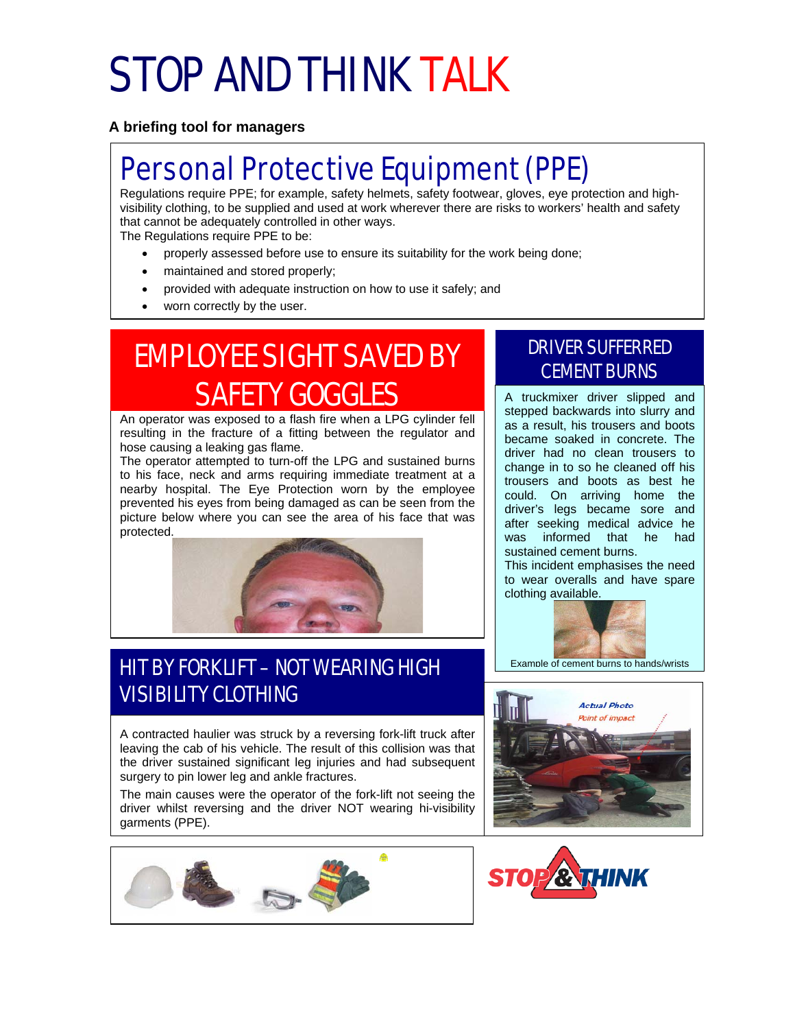# STOP AND THINK TALK

**A briefing tool for managers**

## Personal Protective Equipment (PPE)

Regulations require PPE; for example, safety helmets, safety footwear, gloves, eye protection and high-visibility clothing, to be supplied and used at work wherever there are risks to workers' health and safety that cannot be adequately controlled in other ways.
The Regulations require PPE to be:

- properly assessed before use to ensure its suitability for the work being done;
- maintained and stored properly;
- provided with adequate instruction on how to use it safely; and
- worn correctly by the user.

## EMPLOYEE SIGHT SAVED BY SAFETY GOGGLES

An operator was exposed to a flash fire when a LPG cylinder fell resulting in the fracture of a fitting between the regulator and hose causing a leaking gas flame.
The operator attempted to turn-off the LPG and sustained burns to his face, neck and arms requiring immediate treatment at a nearby hospital. The Eye Protection worn by the employee prevented his eyes from being damaged as can be seen from the picture below where you can see the area of his face that was protected.

## DRIVER SUFFERRED CEMENT BURNS

A truckmixer driver slipped and stepped backwards into slurry and as a result, his trousers and boots became soaked in concrete. The driver had no clean trousers to change in to so he cleaned off his trousers and boots as best he could. On arriving home the driver's legs became sore and after seeking medical advice he was informed that he had sustained cement burns.
This incident emphasises the need to wear overalls and have spare clothing available.

Example of cement burns to hands/wrists

## HIT BY FORKLIFT – NOT WEARING HIGH VISIBILITY CLOTHING

A contracted haulier was struck by a reversing fork-lift truck after leaving the cab of his vehicle. The result of this collision was that the driver sustained significant leg injuries and had subsequent surgery to pin lower leg and ankle fractures.

The main causes were the operator of the fork-lift not seeing the driver whilst reversing and the driver NOT wearing hi-visibility garments (PPE).

*Actual Photo*
*Point of impact*

STOP & THINK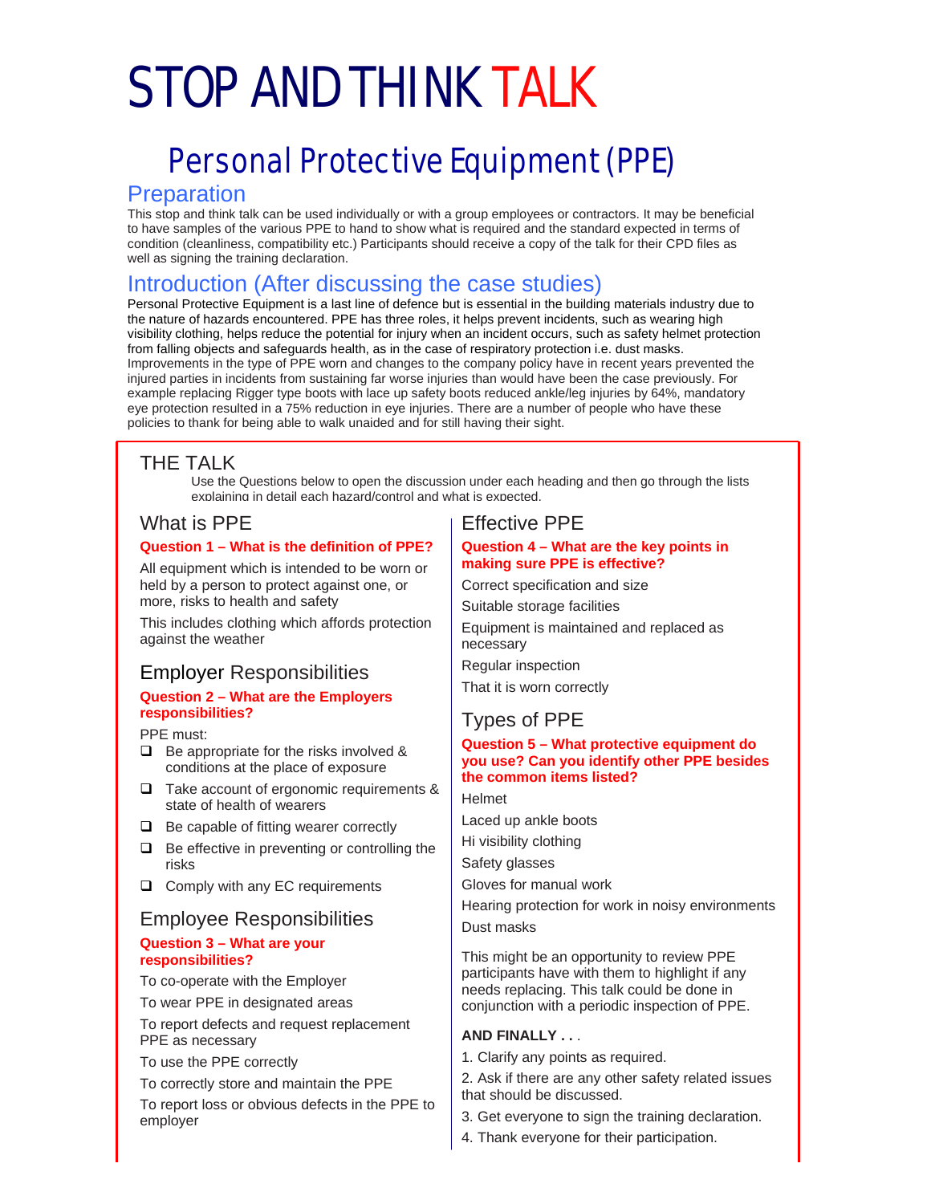# STOP AND THINK TALK

## Personal Protective Equipment (PPE)

### Preparation

This stop and think talk can be used individually or with a group employees or contractors. It may be beneficial to have samples of the various PPE to hand to show what is required and the standard expected in terms of condition (cleanliness, compatibility etc.) Participants should receive a copy of the talk for their CPD files as well as signing the training declaration.

### Introduction (After discussing the case studies)

Personal Protective Equipment is a last line of defence but is essential in the building materials industry due to the nature of hazards encountered. PPE has three roles, it helps prevent incidents, such as wearing high visibility clothing, helps reduce the potential for injury when an incident occurs, such as safety helmet protection from falling objects and safeguards health, as in the case of respiratory protection i.e. dust masks. Improvements in the type of PPE worn and changes to the company policy have in recent years prevented the injured parties in incidents from sustaining far worse injuries than would have been the case previously. For example replacing Rigger type boots with lace up safety boots reduced ankle/leg injuries by 64%, mandatory eye protection resulted in a 75% reduction in eye injuries. There are a number of people who have these policies to thank for being able to walk unaided and for still having their sight.

### THE TALK

Use the Questions below to open the discussion under each heading and then go through the lists explaining in detail each hazard/control and what is expected.

#### What is PPE

**Question 1 – What is the definition of PPE?**

All equipment which is intended to be worn or held by a person to protect against one, or more, risks to health and safety

This includes clothing which affords protection against the weather

#### Employer Responsibilities

**Question 2 – What are the Employers responsibilities?**

PPE must:

- ❑ Be appropriate for the risks involved & conditions at the place of exposure
- ❑ Take account of ergonomic requirements & state of health of wearers
- ❑ Be capable of fitting wearer correctly
- ❑ Be effective in preventing or controlling the risks
- ❑ Comply with any EC requirements

#### Employee Responsibilities

**Question 3 – What are your responsibilities?**

To co-operate with the Employer

To wear PPE in designated areas

To report defects and request replacement PPE as necessary

To use the PPE correctly

To correctly store and maintain the PPE

To report loss or obvious defects in the PPE to employer

#### Effective PPE

**Question 4 – What are the key points in making sure PPE is effective?**

Correct specification and size

Suitable storage facilities

Equipment is maintained and replaced as necessary

Regular inspection

That it is worn correctly

#### Types of PPE

**Question 5 – What protective equipment do you use? Can you identify other PPE besides the common items listed?**

Helmet

Laced up ankle boots

Hi visibility clothing

Safety glasses

Gloves for manual work

Hearing protection for work in noisy environments

Dust masks

This might be an opportunity to review PPE participants have with them to highlight if any needs replacing. This talk could be done in conjunction with a periodic inspection of PPE.

**AND FINALLY . . .**

1. Clarify any points as required.
2. Ask if there are any other safety related issues that should be discussed.
3. Get everyone to sign the training declaration.
4. Thank everyone for their participation.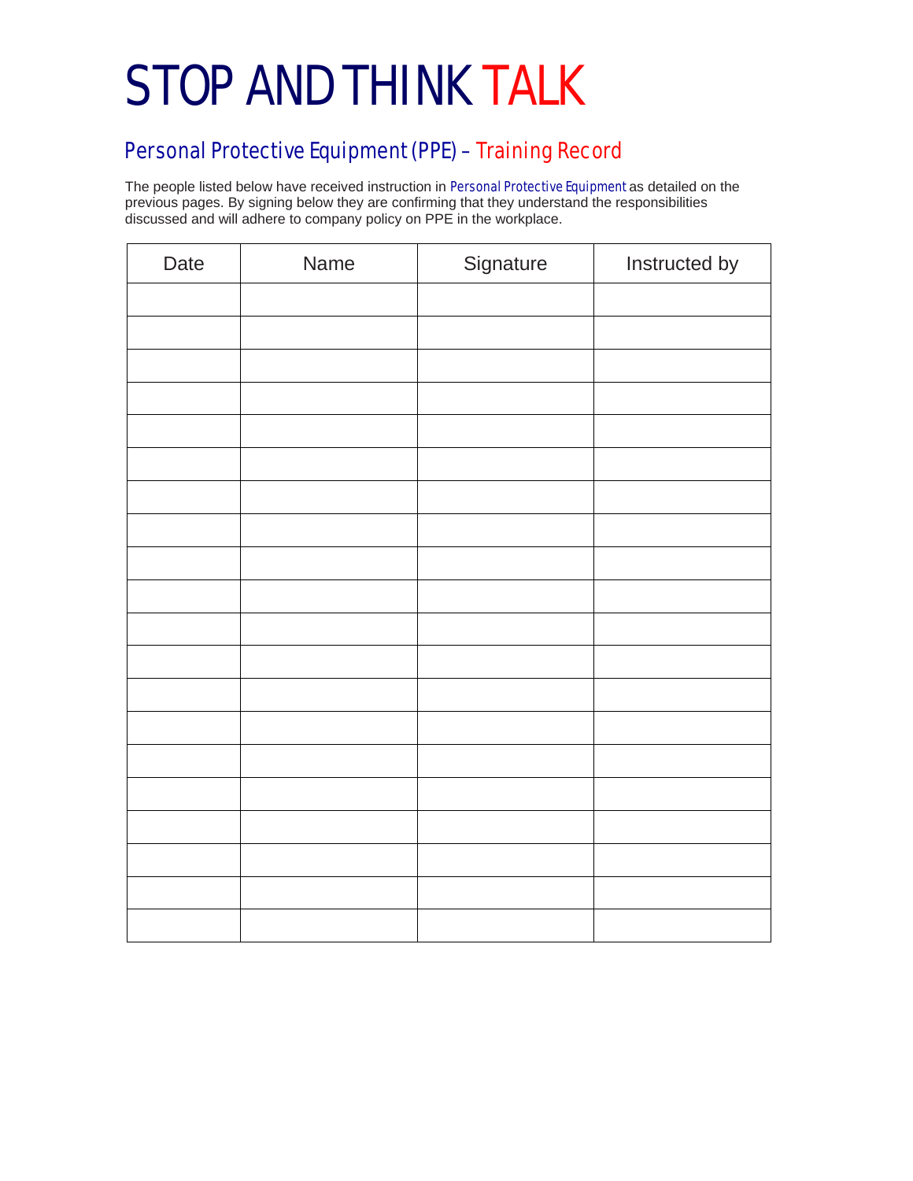# STOP AND THINK TALK

## Personal Protective Equipment (PPE) – Training Record

The people listed below have received instruction in Personal Protective Equipment as detailed on the previous pages. By signing below they are confirming that they understand the responsibilities discussed and will adhere to company policy on PPE in the workplace.

| Date | Name | Signature | Instructed by |
|---|---|---|---|
| | | | |
| | | | |
| | | | |
| | | | |
| | | | |
| | | | |
| | | | |
| | | | |
| | | | |
| | | | |
| | | | |
| | | | |
| | | | |
| | | | |
| | | | |
| | | | |
| | | | |
| | | | |
| | | | |
| | | | |